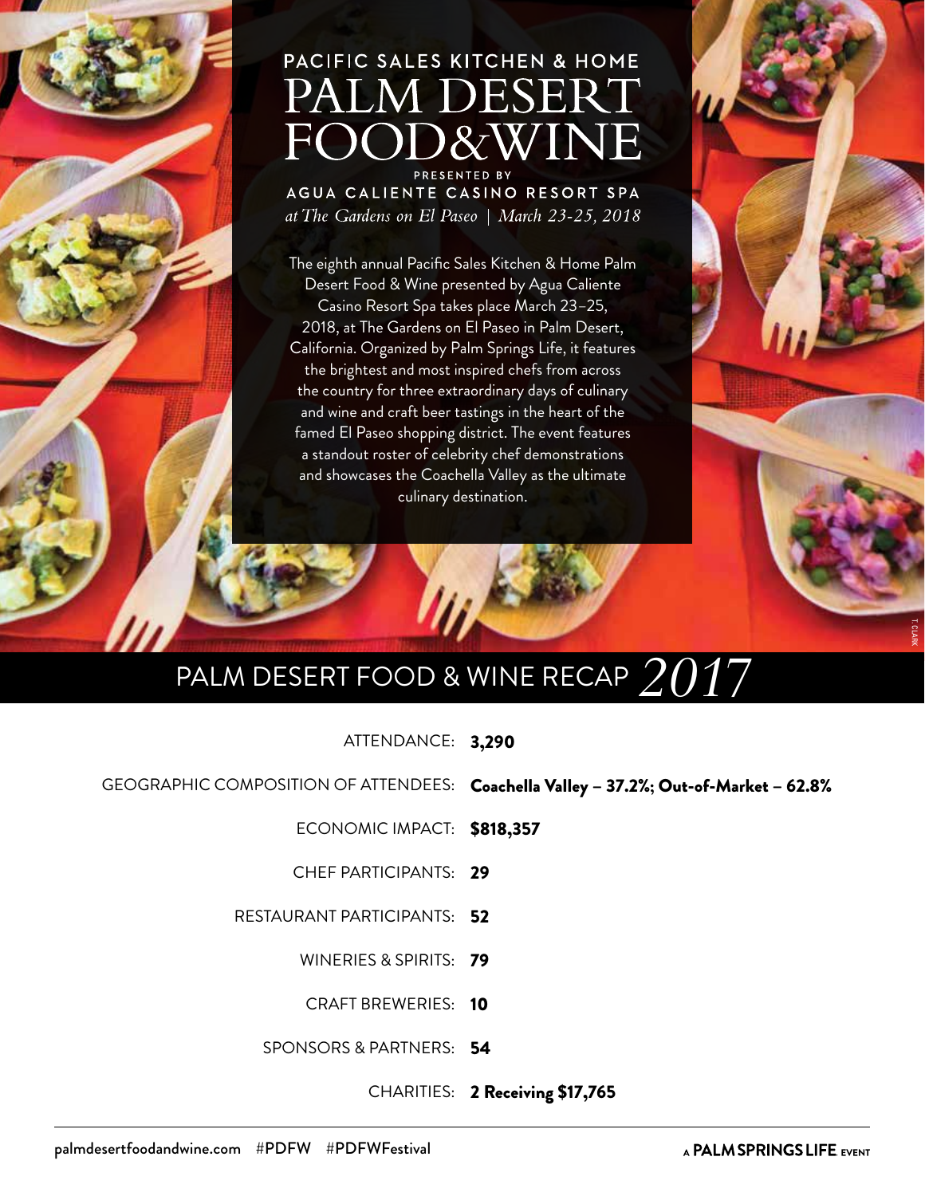PACIFIC SALES KITCHEN & HOME

# PALM DESERT FOOD&WINE

PRESENTED BY

AGUA CALIENTE CASINO RESORT SPA

*at The Gardens on El Paseo | March 23-25, 2018*

The eighth annual Pacific Sales Kitchen & Home Palm Desert Food & Wine presented by Agua Caliente Casino Resort Spa takes place March 23–25, 2018, at The Gardens on El Paseo in Palm Desert, California. Organized by Palm Springs Life, it features the brightest and most inspired chefs from across the country for three extraordinary days of culinary and wine and craft beer tastings in the heart of the famed El Paseo shopping district. The event features a standout roster of celebrity chef demonstrations and showcases the Coachella Valley as the ultimate culinary destination.

T. CLARK

## PALM DESERT FOOD & WINE RECAP *2017*

ATTENDANCE: **3,290**

GEOGRAPHIC COMPOSITION OF ATTENDEES: **Coachella Valley – 37.2%; Out-of-Market – 62.8%**

ECONOMIC IMPACT: **$818,357**

CHEF PARTICIPANTS: **29**

RESTAURANT PARTICIPANTS: **52**

WINERIES & SPIRITS: **79**

CRAFT BREWERIES: **10**

SPONSORS & PARTNERS: **54**

CHARITIES: **2 Receiving $17,765**

palmdesertfoodandwine.com #PDFW #PDFWFestival

A PALM SPRINGS LIFE EVENT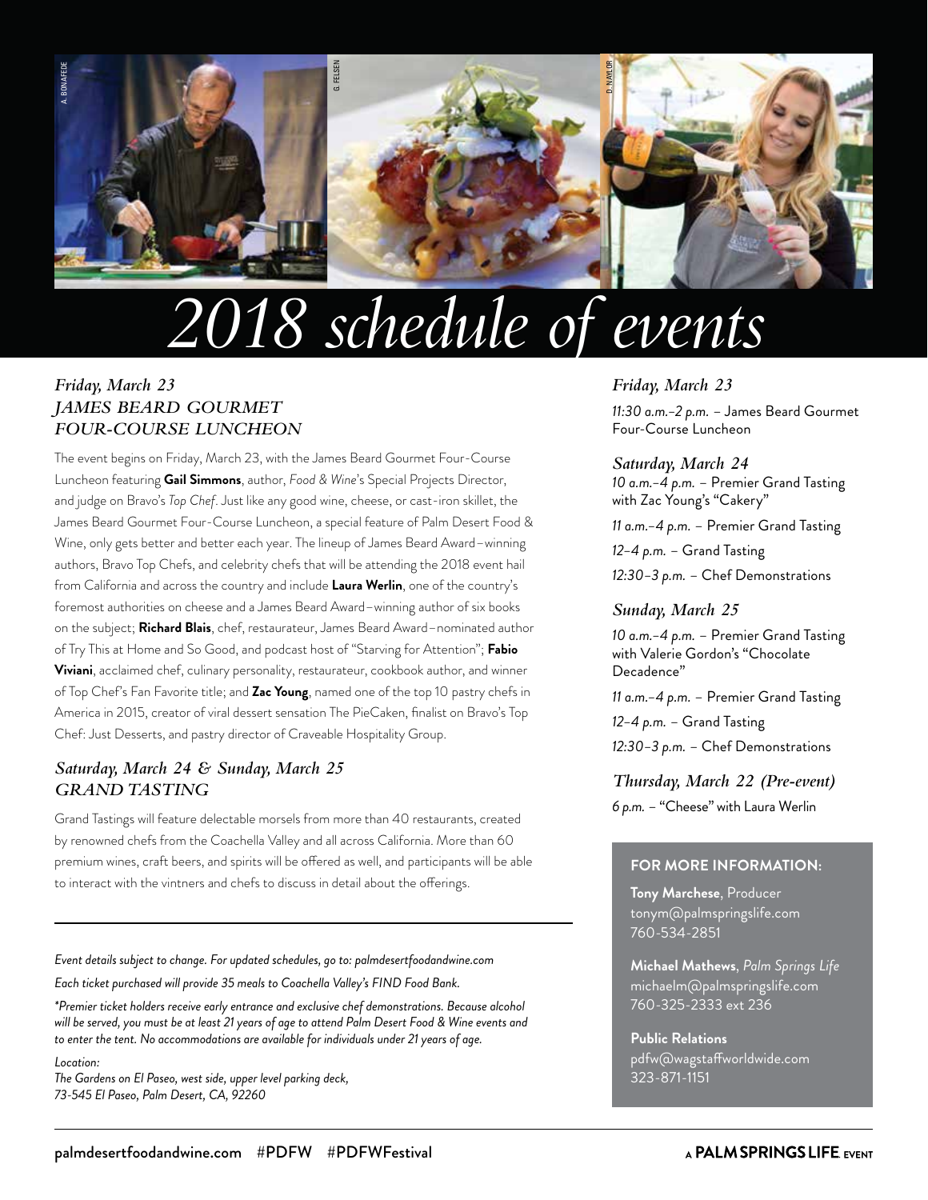# 2018 schedule of events

### *Friday, March 23*
### *JAMES BEARD GOURMET FOUR-COURSE LUNCHEON*

The event begins on Friday, March 23, with the James Beard Gourmet Four-Course Luncheon featuring **Gail Simmons**, author, *Food & Wine*'s Special Projects Director, and judge on Bravo's *Top Chef*. Just like any good wine, cheese, or cast-iron skillet, the James Beard Gourmet Four-Course Luncheon, a special feature of Palm Desert Food & Wine, only gets better and better each year. The lineup of James Beard Award–winning authors, Bravo Top Chefs, and celebrity chefs that will be attending the 2018 event hail from California and across the country and include **Laura Werlin**, one of the country's foremost authorities on cheese and a James Beard Award–winning author of six books on the subject; **Richard Blais**, chef, restaurateur, James Beard Award–nominated author of Try This at Home and So Good, and podcast host of "Starving for Attention"; **Fabio Viviani**, acclaimed chef, culinary personality, restaurateur, cookbook author, and winner of Top Chef's Fan Favorite title; and **Zac Young**, named one of the top 10 pastry chefs in America in 2015, creator of viral dessert sensation The PieCaken, finalist on Bravo's Top Chef: Just Desserts, and pastry director of Craveable Hospitality Group.

### *Saturday, March 24 & Sunday, March 25*
### *GRAND TASTING*

Grand Tastings will feature delectable morsels from more than 40 restaurants, created by renowned chefs from the Coachella Valley and all across California. More than 60 premium wines, craft beers, and spirits will be offered as well, and participants will be able to interact with the vintners and chefs to discuss in detail about the offerings.

---

*Event details subject to change. For updated schedules, go to: palmdesertfoodandwine.com*

*Each ticket purchased will provide 35 meals to Coachella Valley's FIND Food Bank.*

*\*Premier ticket holders receive early entrance and exclusive chef demonstrations. Because alcohol will be served, you must be at least 21 years of age to attend Palm Desert Food & Wine events and to enter the tent. No accommodations are available for individuals under 21 years of age.*

*Location:*
*The Gardens on El Paseo, west side, upper level parking deck,*
*73-545 El Paseo, Palm Desert, CA, 92260*

### *Friday, March 23*

*11:30 a.m.–2 p.m.* – James Beard Gourmet Four-Course Luncheon

### *Saturday, March 24*

*10 a.m.–4 p.m.* – Premier Grand Tasting with Zac Young's "Cakery"

*11 a.m.–4 p.m.* – Premier Grand Tasting

*12–4 p.m.* – Grand Tasting

*12:30–3 p.m.* – Chef Demonstrations

### *Sunday, March 25*

*10 a.m.–4 p.m.* – Premier Grand Tasting with Valerie Gordon's "Chocolate Decadence"

*11 a.m.–4 p.m.* – Premier Grand Tasting

*12–4 p.m.* – Grand Tasting

*12:30–3 p.m.* – Chef Demonstrations

### *Thursday, March 22 (Pre-event)*

*6 p.m.* – "Cheese" with Laura Werlin

**FOR MORE INFORMATION:**

**Tony Marchese**, Producer
tonym@palmspringslife.com
760-534-2851

**Michael Mathews**, *Palm Springs Life*
michaelm@palmspringslife.com
760-325-2333 ext 236

**Public Relations**
pdfw@wagstaffworldwide.com
323-871-1151

palmdesertfoodandwine.com #PDFW #PDFWFestival

A PALM SPRINGS LIFE EVENT